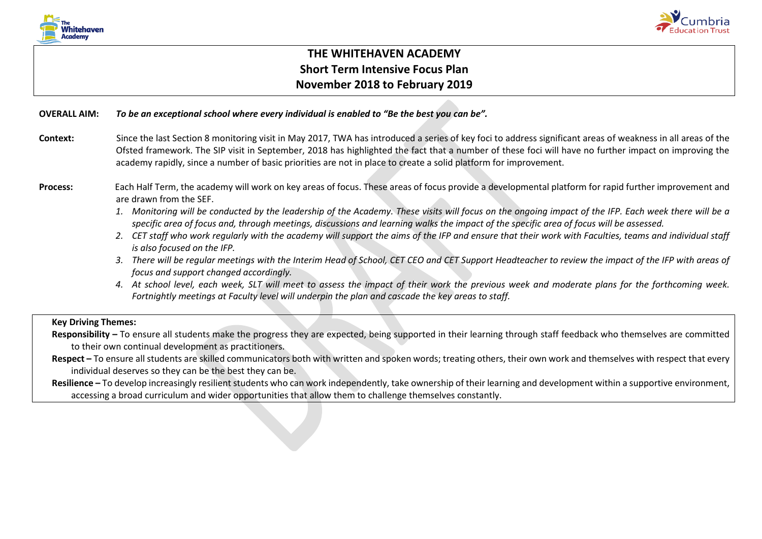# THE WHITEHAVEN ACADEMY
## Short Term Intensive Focus Plan
## November 2018 to February 2019

**OVERALL AIM:** ***To be an exceptional school where every individual is enabled to "Be the best you can be".***

**Context:** Since the last Section 8 monitoring visit in May 2017, TWA has introduced a series of key foci to address significant areas of weakness in all areas of the Ofsted framework. The SIP visit in September, 2018 has highlighted the fact that a number of these foci will have no further impact on improving the academy rapidly, since a number of basic priorities are not in place to create a solid platform for improvement.

**Process:** Each Half Term, the academy will work on key areas of focus. These areas of focus provide a developmental platform for rapid further improvement and are drawn from the SEF.

1. *Monitoring will be conducted by the leadership of the Academy. These visits will focus on the ongoing impact of the IFP. Each week there will be a specific area of focus and, through meetings, discussions and learning walks the impact of the specific area of focus will be assessed.*
2. *CET staff who work regularly with the academy will support the aims of the IFP and ensure that their work with Faculties, teams and individual staff is also focused on the IFP.*
3. *There will be regular meetings with the Interim Head of School, CET CEO and CET Support Headteacher to review the impact of the IFP with areas of focus and support changed accordingly.*
4. *At school level, each week, SLT will meet to assess the impact of their work the previous week and moderate plans for the forthcoming week. Fortnightly meetings at Faculty level will underpin the plan and cascade the key areas to staff.*

**Key Driving Themes:**

**Responsibility –** To ensure all students make the progress they are expected, being supported in their learning through staff feedback who themselves are committed to their own continual development as practitioners.

**Respect –** To ensure all students are skilled communicators both with written and spoken words; treating others, their own work and themselves with respect that every individual deserves so they can be the best they can be.

**Resilience –** To develop increasingly resilient students who can work independently, take ownership of their learning and development within a supportive environment, accessing a broad curriculum and wider opportunities that allow them to challenge themselves constantly.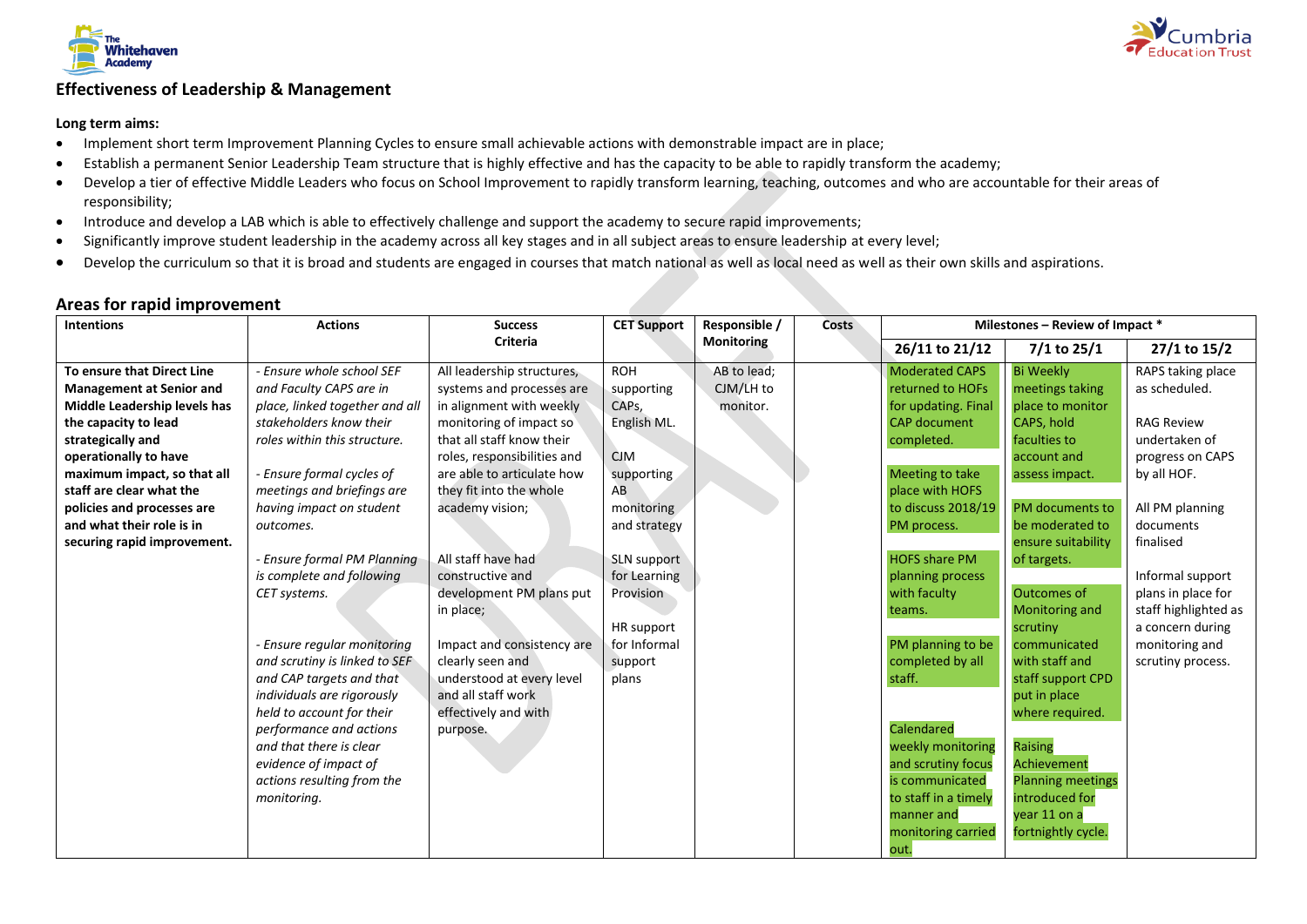## Effectiveness of Leadership & Management

**Long term aims:**

- Implement short term Improvement Planning Cycles to ensure small achievable actions with demonstrable impact are in place;
- Establish a permanent Senior Leadership Team structure that is highly effective and has the capacity to be able to rapidly transform the academy;
- Develop a tier of effective Middle Leaders who focus on School Improvement to rapidly transform learning, teaching, outcomes and who are accountable for their areas of responsibility;
- Introduce and develop a LAB which is able to effectively challenge and support the academy to secure rapid improvements;
- Significantly improve student leadership in the academy across all key stages and in all subject areas to ensure leadership at every level;
- Develop the curriculum so that it is broad and students are engaged in courses that match national as well as local need as well as their own skills and aspirations.

## Areas for rapid improvement

| Intentions | Actions | Success Criteria | CET Support | Responsible / Monitoring | Costs | Milestones – Review of Impact * | | |
|---|---|---|---|---|---|---|---|---|
| | | | | | | 26/11 to 21/12 | 7/1 to 25/1 | 27/1 to 15/2 |
| **To ensure that Direct Line Management at Senior and Middle Leadership levels has the capacity to lead strategically and operationally to have maximum impact, so that all staff are clear what the policies and processes are and what their role is in securing rapid improvement.** | *- Ensure whole school SEF and Faculty CAPS are in place, linked together and all stakeholders know their roles within this structure.*<br><br>*- Ensure formal cycles of meetings and briefings are having impact on student outcomes.*<br><br>*- Ensure formal PM Planning is complete and following CET systems.*<br><br>*- Ensure regular monitoring and scrutiny is linked to SEF and CAP targets and that individuals are rigorously held to account for their performance and actions and that there is clear evidence of impact of actions resulting from the monitoring.* | All leadership structures, systems and processes are in alignment with weekly monitoring of impact so that all staff know their roles, responsibilities and are able to articulate how they fit into the whole academy vision;<br><br>All staff have had constructive and development PM plans put in place;<br><br>Impact and consistency are clearly seen and understood at every level and all staff work effectively and with purpose. | ROH supporting CAPs, English ML.<br><br>CJM supporting AB monitoring and strategy<br><br>SLN support for Learning Provision<br><br>HR support for Informal support plans | AB to lead; CJM/LH to monitor. | | Moderated CAPS returned to HOFs for updating. Final CAP document completed.<br><br>Meeting to take place with HOFS to discuss 2018/19 PM process.<br><br>HOFS share PM planning process with faculty teams.<br><br>PM planning to be completed by all staff.<br><br>Calendared weekly monitoring and scrutiny focus is communicated to staff in a timely manner and monitoring carried out. | Bi Weekly meetings taking place to monitor CAPS, hold faculties to account and assess impact.<br><br>PM documents to be moderated to ensure suitability of targets.<br><br>Outcomes of Monitoring and scrutiny communicated with staff and staff support CPD put in place where required.<br><br>Raising Achievement Planning meetings introduced for year 11 on a fortnightly cycle. | RAPS taking place as scheduled.<br><br>RAG Review undertaken of progress on CAPS by all HOF.<br><br>All PM planning documents finalised<br><br>Informal support plans in place for staff highlighted as a concern during monitoring and scrutiny process. |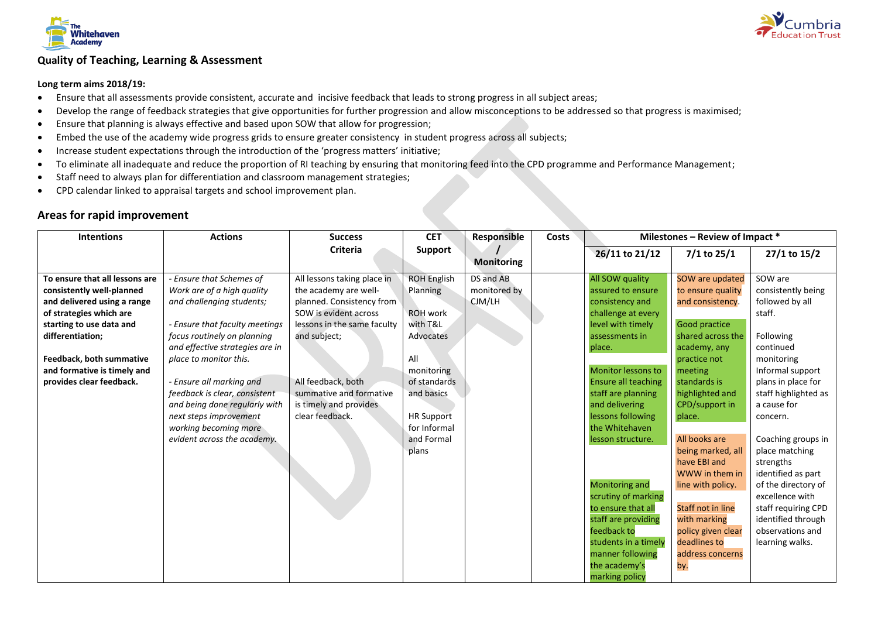## Quality of Teaching, Learning & Assessment

**Long term aims 2018/19:**

- Ensure that all assessments provide consistent, accurate and incisive feedback that leads to strong progress in all subject areas;
- Develop the range of feedback strategies that give opportunities for further progression and allow misconceptions to be addressed so that progress is maximised;
- Ensure that planning is always effective and based upon SOW that allow for progression;
- Embed the use of the academy wide progress grids to ensure greater consistency in student progress across all subjects;
- Increase student expectations through the introduction of the 'progress matters' initiative;
- To eliminate all inadequate and reduce the proportion of RI teaching by ensuring that monitoring feed into the CPD programme and Performance Management;
- Staff need to always plan for differentiation and classroom management strategies;
- CPD calendar linked to appraisal targets and school improvement plan.

## Areas for rapid improvement

| Intentions | Actions | Success Criteria | CET Support | Responsible / Monitoring | Costs | Milestones – Review of Impact * | | |
|---|---|---|---|---|---|---|---|---|
| | | | | | | 26/11 to 21/12 | 7/1 to 25/1 | 27/1 to 15/2 |
| **To ensure that all lessons are consistently well-planned and delivered using a range of strategies which are starting to use data and differentiation;**<br><br>**Feedback, both summative and formative is timely and provides clear feedback.** | *- Ensure that Schemes of Work are of a high quality and challenging students;*<br><br>*- Ensure that faculty meetings focus routinely on planning and effective strategies are in place to monitor this.*<br><br>*- Ensure all marking and feedback is clear, consistent and being done regularly with next steps improvement working becoming more evident across the academy.* | All lessons taking place in the academy are well-planned. Consistency from SOW is evident across lessons in the same faculty and subject;<br><br>All feedback, both summative and formative is timely and provides clear feedback. | ROH English Planning<br><br>ROH work with T&L Advocates<br><br>All monitoring of standards and basics<br><br>HR Support for Informal and Formal plans | DS and AB monitored by CJM/LH | | All SOW quality assured to ensure consistency and challenge at every level with timely assessments in place.<br><br>Monitor lessons to Ensure all teaching staff are planning and delivering lessons following the Whitehaven lesson structure.<br><br>Monitoring and scrutiny of marking to ensure that all staff are providing feedback to students in a timely manner following the academy's marking policy | SOW are updated to ensure quality and consistency.<br><br>Good practice shared across the academy, any practice not meeting standards is highlighted and CPD/support in place.<br><br>All books are being marked, all have EBI and WWW in them in line with policy.<br><br>Staff not in line with marking policy given clear deadlines to address concerns by. | SOW are consistently being followed by all staff.<br><br>Following continued monitoring Informal support plans in place for staff highlighted as a cause for concern.<br><br>Coaching groups in place matching strengths identified as part of the directory of excellence with staff requiring CPD identified through observations and learning walks. |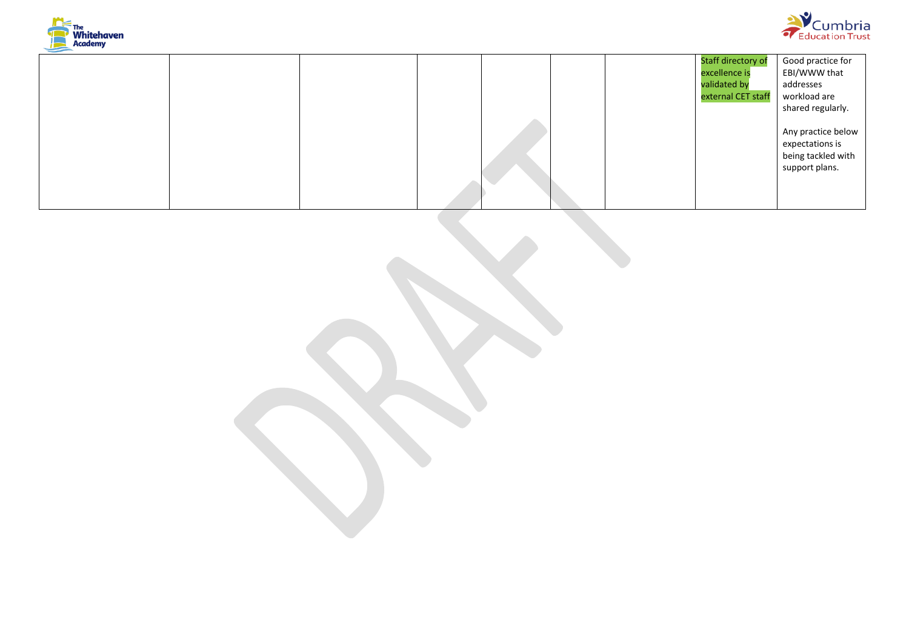|  |  |  |  |  |  |  | Staff directory of excellence is validated by external CET staff | Good practice for EBI/WWW that addresses workload are shared regularly.<br><br>Any practice below expectations is being tackled with support plans. |
|---|---|---|---|---|---|---|---|---|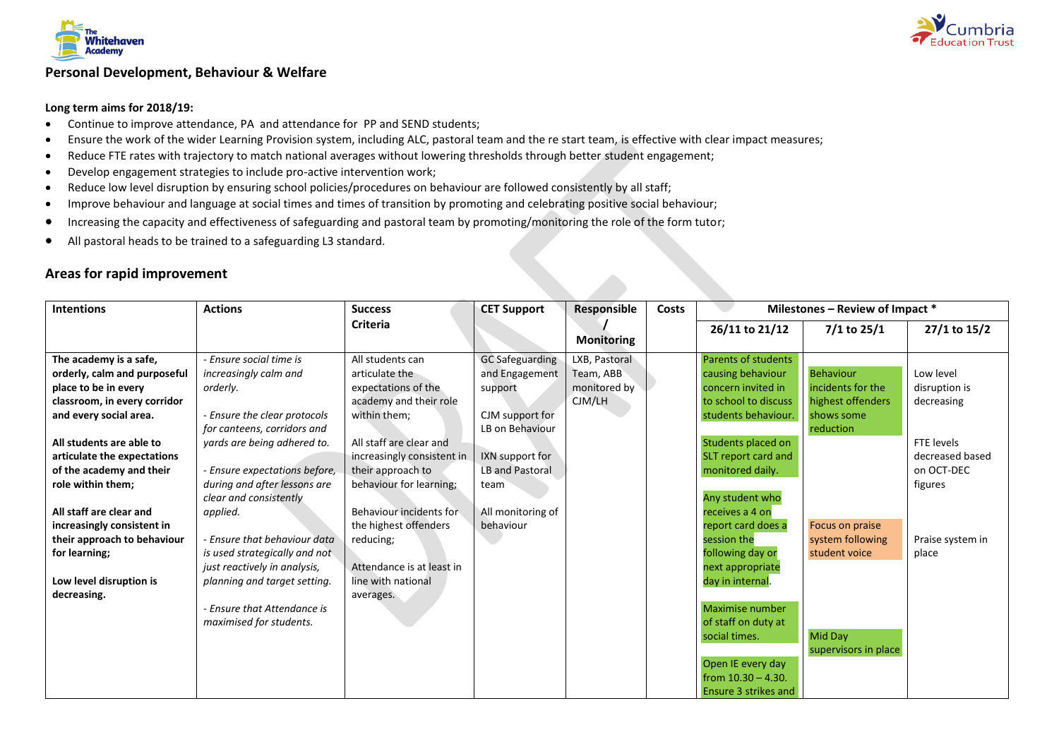## Personal Development, Behaviour & Welfare

**Long term aims for 2018/19:**

- Continue to improve attendance, PA and attendance for PP and SEND students;
- Ensure the work of the wider Learning Provision system, including ALC, pastoral team and the re start team, is effective with clear impact measures;
- Reduce FTE rates with trajectory to match national averages without lowering thresholds through better student engagement;
- Develop engagement strategies to include pro-active intervention work;
- Reduce low level disruption by ensuring school policies/procedures on behaviour are followed consistently by all staff;
- Improve behaviour and language at social times and times of transition by promoting and celebrating positive social behaviour;
- Increasing the capacity and effectiveness of safeguarding and pastoral team by promoting/monitoring the role of the form tutor;
- All pastoral heads to be trained to a safeguarding L3 standard.

## Areas for rapid improvement

| Intentions | Actions | Success Criteria | CET Support | Responsible / Monitoring | Costs | Milestones – Review of Impact * | | |
|---|---|---|---|---|---|---|---|---|
| | | | | | | 26/11 to 21/12 | 7/1 to 25/1 | 27/1 to 15/2 |
| **The academy is a safe, orderly, calm and purposeful place to be in every classroom, in every corridor and every social area.**<br><br>**All students are able to articulate the expectations of the academy and their role within them;**<br><br>**All staff are clear and increasingly consistent in their approach to behaviour for learning;**<br><br>**Low level disruption is decreasing.** | *- Ensure social time is increasingly calm and orderly.*<br><br>*- Ensure the clear protocols for canteens, corridors and yards are being adhered to.*<br><br>*- Ensure expectations before, during and after lessons are clear and consistently applied.*<br><br>*- Ensure that behaviour data is used strategically and not just reactively in analysis, planning and target setting.*<br><br>*- Ensure that Attendance is maximised for students.* | All students can articulate the expectations of the academy and their role within them;<br><br>All staff are clear and increasingly consistent in their approach to behaviour for learning;<br><br>Behaviour incidents for the highest offenders reducing;<br><br>Attendance is at least in line with national averages. | GC Safeguarding and Engagement support<br><br>CJM support for LB on Behaviour<br><br>IXN support for LB and Pastoral team<br><br>All monitoring of behaviour | LXB, Pastoral Team, ABB monitored by CJM/LH | | Parents of students causing behaviour concern invited in to school to discuss students behaviour.<br><br>Students placed on SLT report card and monitored daily.<br><br>Any student who receives a 4 on report card does a session the following day or next appropriate day in internal.<br><br>Maximise number of staff on duty at social times.<br><br>Open IE every day from 10.30 – 4.30. Ensure 3 strikes and | Behaviour incidents for the highest offenders shows some reduction<br><br>Focus on praise system following student voice<br><br>Mid Day supervisors in place | Low level disruption is decreasing<br><br>FTE levels decreased based on OCT-DEC figures<br><br>Praise system in place |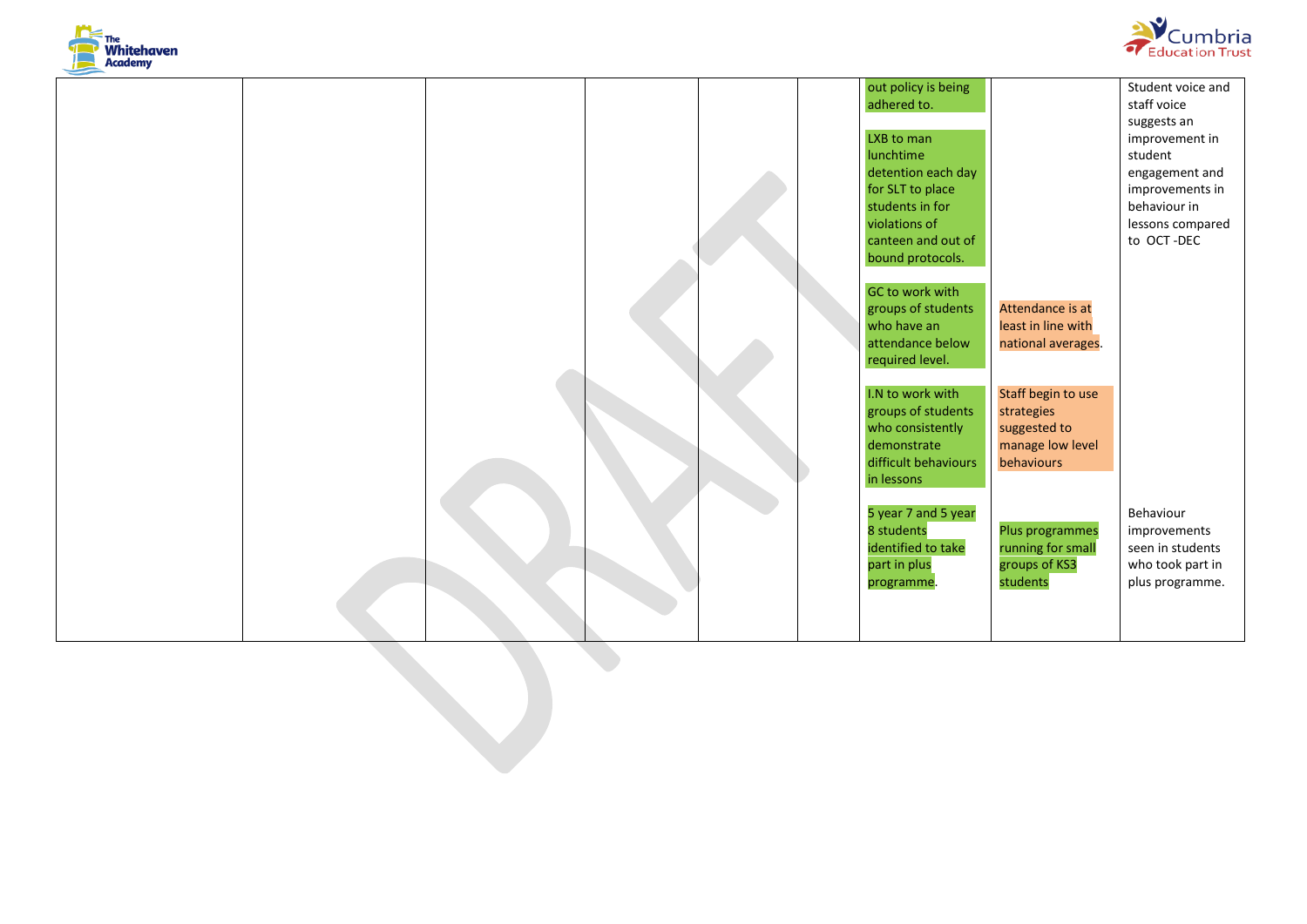| | | | | | | | | |
|---|---|---|---|---|---|---|---|---|
| | | | | | | out policy is being adhered to.<br><br>LXB to man lunchtime detention each day for SLT to place students in for violations of canteen and out of bound protocols.<br><br>GC to work with groups of students who have an attendance below required level.<br><br>I.N to work with groups of students who consistently demonstrate difficult behaviours in lessons<br><br>5 year 7 and 5 year 8 students identified to take part in plus programme. | Attendance is at least in line with national averages.<br><br>Staff begin to use strategies suggested to manage low level behaviours<br><br>Plus programmes running for small groups of KS3 students | Student voice and staff voice suggests an improvement in student engagement and improvements in behaviour in lessons compared to OCT -DEC<br><br>Behaviour improvements seen in students who took part in plus programme. |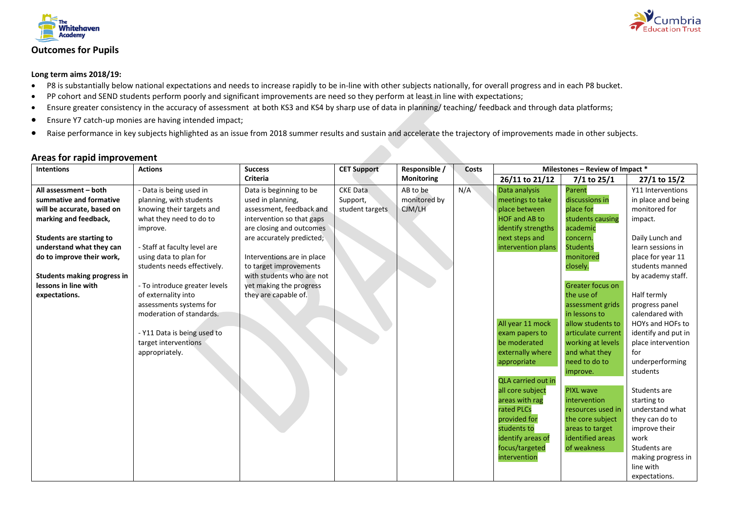## Outcomes for Pupils

**Long term aims 2018/19:**

- P8 is substantially below national expectations and needs to increase rapidly to be in-line with other subjects nationally, for overall progress and in each P8 bucket.
- PP cohort and SEND students perform poorly and significant improvements are need so they perform at least in line with expectations;
- Ensure greater consistency in the accuracy of assessment at both KS3 and KS4 by sharp use of data in planning/ teaching/ feedback and through data platforms;
- Ensure Y7 catch-up monies are having intended impact;
- Raise performance in key subjects highlighted as an issue from 2018 summer results and sustain and accelerate the trajectory of improvements made in other subjects.

## Areas for rapid improvement

| Intentions | Actions | Success Criteria | CET Support | Responsible / Monitoring | Costs | Milestones – Review of Impact * | | |
|---|---|---|---|---|---|---|---|---|
| | | | | | | 26/11 to 21/12 | 7/1 to 25/1 | 27/1 to 15/2 |
| **All assessment – both summative and formative will be accurate, based on marking and feedback,**<br><br>**Students are starting to understand what they can do to improve their work,**<br><br>**Students making progress in lessons in line with expectations.** | - Data is being used in planning, with students knowing their targets and what they need to do to improve.<br><br>- Staff at faculty level are using data to plan for students needs effectively.<br><br>- To introduce greater levels of externality into assessments systems for moderation of standards.<br><br>- Y11 Data is being used to target interventions appropriately. | Data is beginning to be used in planning, assessment, feedback and intervention so that gaps are closing and outcomes are accurately predicted;<br><br>Interventions are in place to target improvements with students who are not yet making the progress they are capable of. | CKE Data Support, student targets | AB to be monitored by CJM/LH | N/A | Data analysis meetings to take place between HOF and AB to identify strengths next steps and intervention plans<br><br>All year 11 mock exam papers to be moderated externally where appropriate<br><br>QLA carried out in all core subject areas with rag rated PLCs provided for students to identify areas of focus/targeted intervention | Parent discussions in place for students causing academic concern. Students monitored closely.<br><br>Greater focus on the use of assessment grids in lessons to allow students to articulate current working at levels and what they need to do to improve.<br><br>PIXL wave intervention resources used in the core subject areas to target identified areas of weakness | Y11 Interventions in place and being monitored for impact.<br><br>Daily Lunch and learn sessions in place for year 11 students manned by academy staff.<br><br>Half termly progress panel calendared with HOYs and HOFs to identify and put in place intervention for underperforming students<br><br>Students are starting to understand what they can do to improve their work<br>Students are making progress in line with expectations. |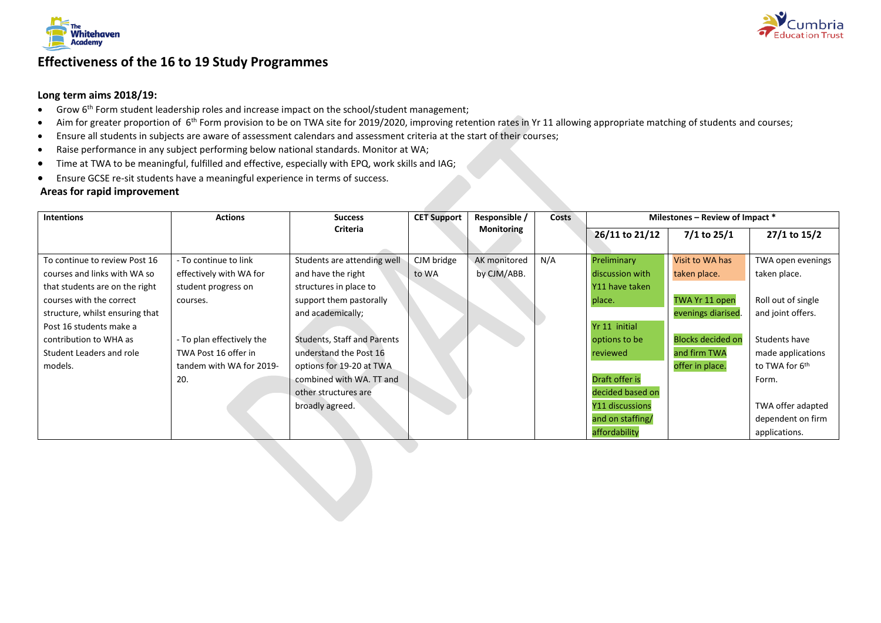# Effectiveness of the 16 to 19 Study Programmes

**Long term aims 2018/19:**

- Grow 6th Form student leadership roles and increase impact on the school/student management;
- Aim for greater proportion of 6th Form provision to be on TWA site for 2019/2020, improving retention rates in Yr 11 allowing appropriate matching of students and courses;
- Ensure all students in subjects are aware of assessment calendars and assessment criteria at the start of their courses;
- Raise performance in any subject performing below national standards. Monitor at WA;
- Time at TWA to be meaningful, fulfilled and effective, especially with EPQ, work skills and IAG;
- Ensure GCSE re-sit students have a meaningful experience in terms of success.

**Areas for rapid improvement**

| Intentions | Actions | Success Criteria | CET Support | Responsible / Monitoring | Costs | Milestones – Review of Impact * | | |
|---|---|---|---|---|---|---|---|---|
| | | | | | | **26/11 to 21/12** | **7/1 to 25/1** | **27/1 to 15/2** |
| To continue to review Post 16 courses and links with WA so that students are on the right courses with the correct structure, whilst ensuring that Post 16 students make a contribution to WHA as Student Leaders and role models. | - To continue to link effectively with WA for student progress on courses.<br><br>- To plan effectively the TWA Post 16 offer in tandem with WA for 2019-20. | Students are attending well and have the right structures in place to support them pastorally and academically;<br><br>Students, Staff and Parents understand the Post 16 options for 19-20 at TWA combined with WA. TT and other structures are broadly agreed. | CJM bridge to WA | AK monitored by CJM/ABB. | N/A | Preliminary discussion with Y11 have taken place.<br><br>Yr 11 initial options to be reviewed<br><br>Draft offer is decided based on Y11 discussions and on staffing/ affordability | Visit to WA has taken place.<br><br>TWA Yr 11 open evenings diarised.<br><br>Blocks decided on and firm TWA offer in place. | TWA open evenings taken place.<br><br>Roll out of single and joint offers.<br><br>Students have made applications to TWA for 6th Form.<br><br>TWA offer adapted dependent on firm applications. |